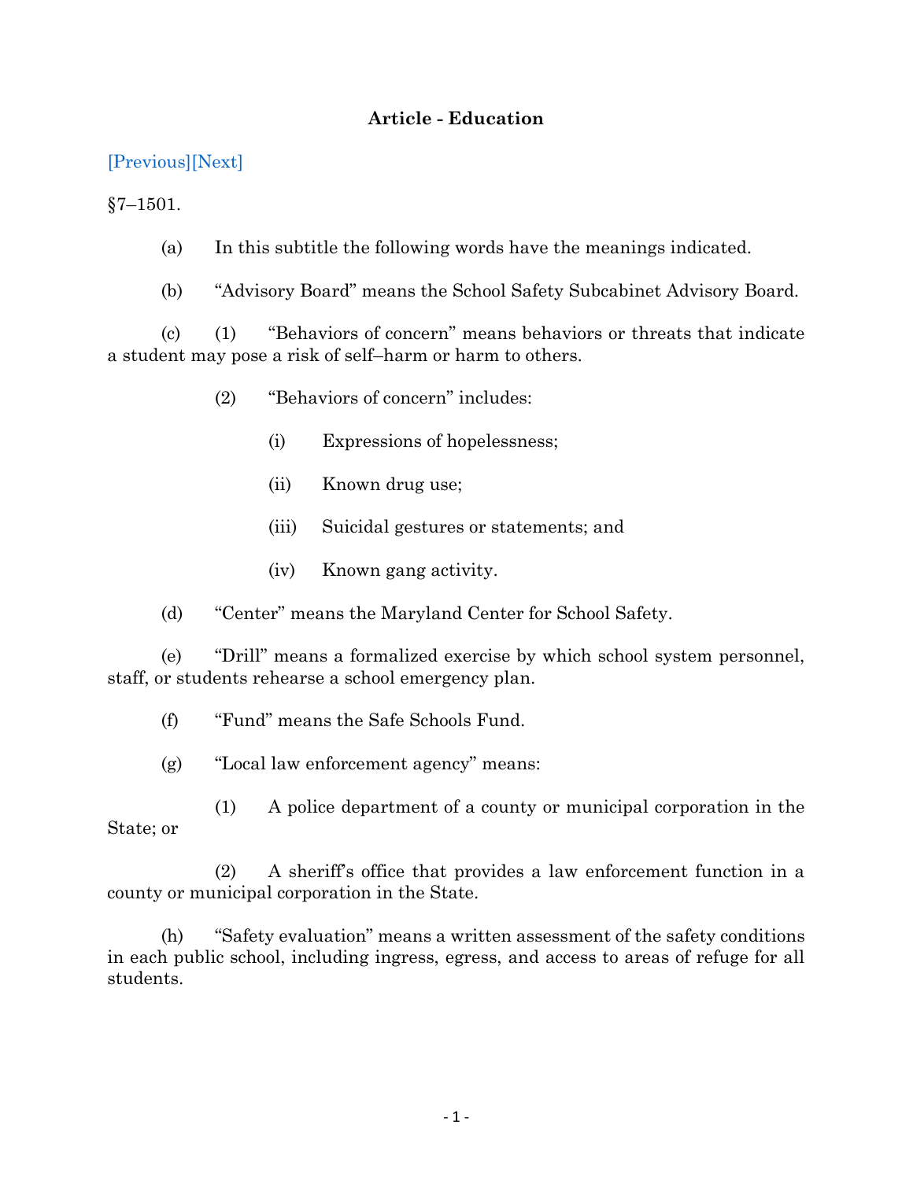## Article - Education

[Previous][Next]

§7–1501.

(a) In this subtitle the following words have the meanings indicated.

(b) "Advisory Board" means the School Safety Subcabinet Advisory Board.

(c) (1) "Behaviors of concern" means behaviors or threats that indicate a student may pose a risk of self–harm or harm to others.

(2) "Behaviors of concern" includes:

(i) Expressions of hopelessness;

(ii) Known drug use;

(iii) Suicidal gestures or statements; and

(iv) Known gang activity.

(d) "Center" means the Maryland Center for School Safety.

(e) "Drill" means a formalized exercise by which school system personnel, staff, or students rehearse a school emergency plan.

(f) "Fund" means the Safe Schools Fund.

(g) "Local law enforcement agency" means:

(1) A police department of a county or municipal corporation in the State; or

(2) A sheriff's office that provides a law enforcement function in a county or municipal corporation in the State.

(h) "Safety evaluation" means a written assessment of the safety conditions in each public school, including ingress, egress, and access to areas of refuge for all students.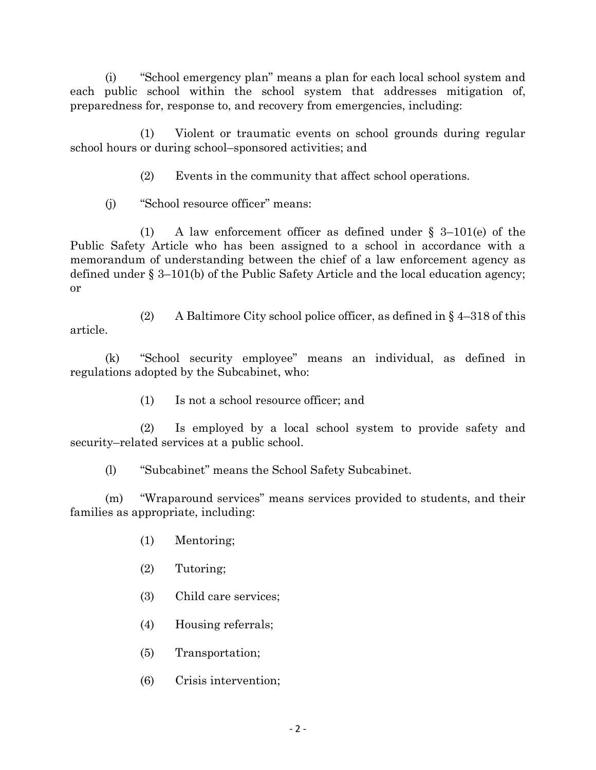(i) "School emergency plan" means a plan for each local school system and each public school within the school system that addresses mitigation of, preparedness for, response to, and recovery from emergencies, including:

(1) Violent or traumatic events on school grounds during regular school hours or during school–sponsored activities; and

(2) Events in the community that affect school operations.

(j) "School resource officer" means:

(1) A law enforcement officer as defined under § 3–101(e) of the Public Safety Article who has been assigned to a school in accordance with a memorandum of understanding between the chief of a law enforcement agency as defined under § 3–101(b) of the Public Safety Article and the local education agency; or

(2) A Baltimore City school police officer, as defined in § 4–318 of this article.

(k) "School security employee" means an individual, as defined in regulations adopted by the Subcabinet, who:

(1) Is not a school resource officer; and

(2) Is employed by a local school system to provide safety and security–related services at a public school.

(l) "Subcabinet" means the School Safety Subcabinet.

(m) "Wraparound services" means services provided to students, and their families as appropriate, including:

(1) Mentoring;

(2) Tutoring;

(3) Child care services;

(4) Housing referrals;

(5) Transportation;

(6) Crisis intervention;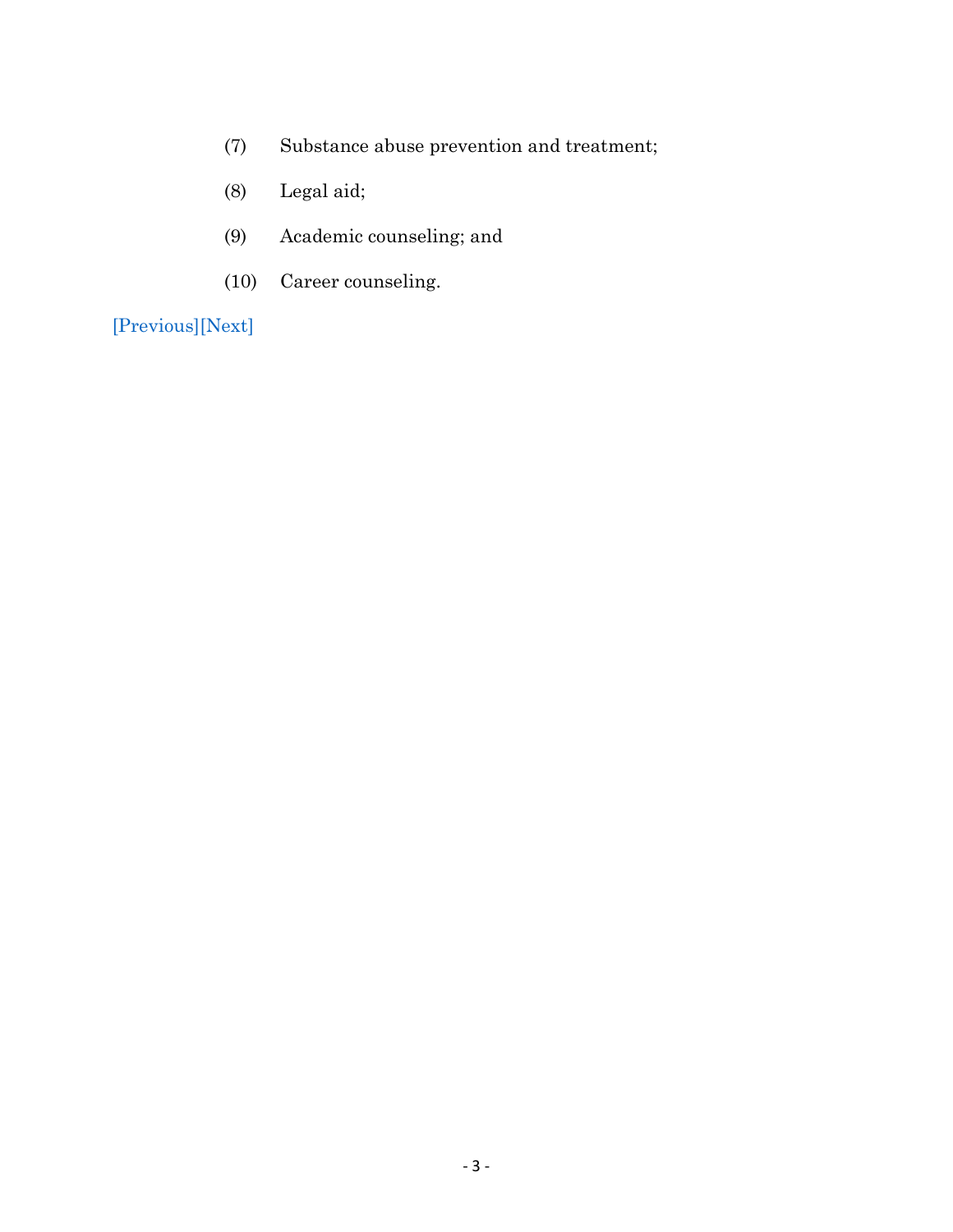(7) Substance abuse prevention and treatment;

(8) Legal aid;

(9) Academic counseling; and

(10) Career counseling.

[Previous][Next]